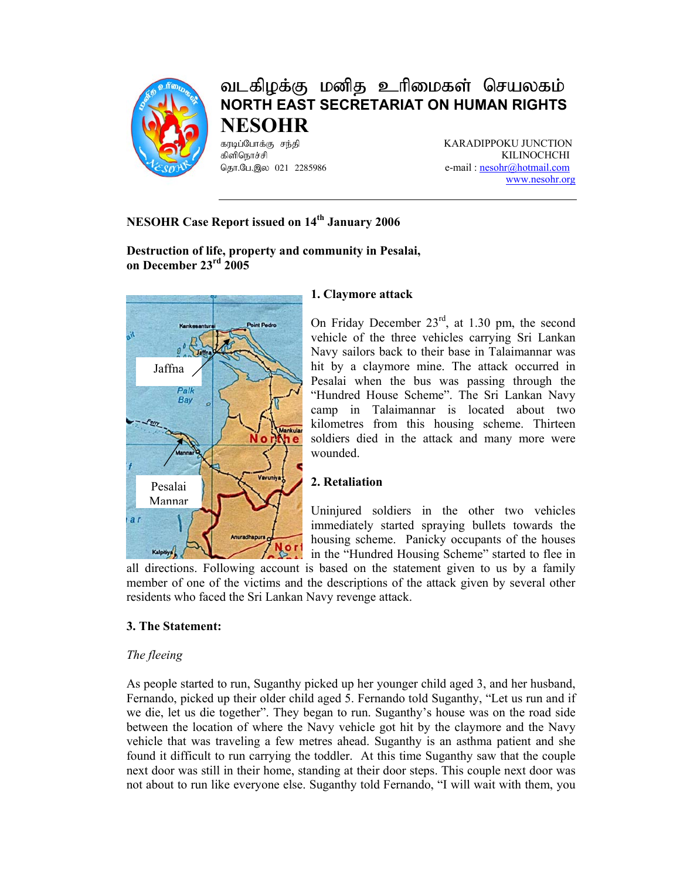வடகிழக்கு மனித உரிமைகள் செயலகம்
**NORTH EAST SECRETARIAT ON HUMAN RIGHTS**
# NESOHR

கரடிப்போக்கு சந்தி
கிளிநொச்சி
தொ.பே.இல 021 2285986

KARADIPPOKU JUNCTION
KILINOCHCHI
e-mail : nesohr@hotmail.com
www.nesohr.org

---

**NESOHR Case Report issued on 14th January 2006**

## Destruction of life, property and community in Pesalai, on December 23rd 2005

### 1. Claymore attack

On Friday December 23rd, at 1.30 pm, the second vehicle of the three vehicles carrying Sri Lankan Navy sailors back to their base in Talaimannar was hit by a claymore mine. The attack occurred in Pesalai when the bus was passing through the "Hundred House Scheme". The Sri Lankan Navy camp in Talaimannar is located about two kilometres from this housing scheme. Thirteen soldiers died in the attack and many more were wounded.

### 2. Retaliation

Uninjured soldiers in the other two vehicles immediately started spraying bullets towards the housing scheme. Panicky occupants of the houses in the "Hundred Housing Scheme" started to flee in all directions. Following account is based on the statement given to us by a family member of one of the victims and the descriptions of the attack given by several other residents who faced the Sri Lankan Navy revenge attack.

### 3. The Statement:

*The fleeing*

As people started to run, Suganthy picked up her younger child aged 3, and her husband, Fernando, picked up their older child aged 5. Fernando told Suganthy, "Let us run and if we die, let us die together". They began to run. Suganthy's house was on the road side between the location of where the Navy vehicle got hit by the claymore and the Navy vehicle that was traveling a few metres ahead. Suganthy is an asthma patient and she found it difficult to run carrying the toddler. At this time Suganthy saw that the couple next door was still in their home, standing at their door steps. This couple next door was not about to run like everyone else. Suganthy told Fernando, "I will wait with them, you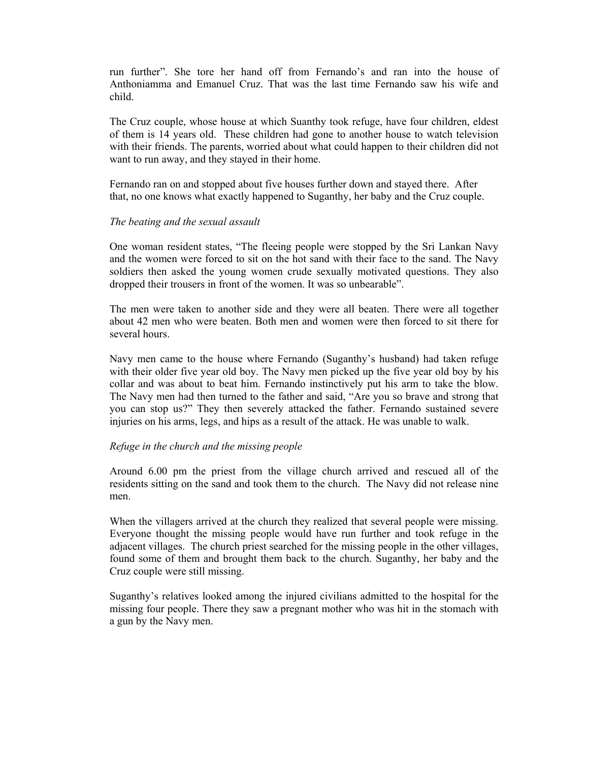run further". She tore her hand off from Fernando's and ran into the house of Anthoniamma and Emanuel Cruz. That was the last time Fernando saw his wife and child.

The Cruz couple, whose house at which Suanthy took refuge, have four children, eldest of them is 14 years old. These children had gone to another house to watch television with their friends. The parents, worried about what could happen to their children did not want to run away, and they stayed in their home.

Fernando ran on and stopped about five houses further down and stayed there. After that, no one knows what exactly happened to Suganthy, her baby and the Cruz couple.

*The beating and the sexual assault*

One woman resident states, "The fleeing people were stopped by the Sri Lankan Navy and the women were forced to sit on the hot sand with their face to the sand. The Navy soldiers then asked the young women crude sexually motivated questions. They also dropped their trousers in front of the women. It was so unbearable".

The men were taken to another side and they were all beaten. There were all together about 42 men who were beaten. Both men and women were then forced to sit there for several hours.

Navy men came to the house where Fernando (Suganthy's husband) had taken refuge with their older five year old boy. The Navy men picked up the five year old boy by his collar and was about to beat him. Fernando instinctively put his arm to take the blow. The Navy men had then turned to the father and said, "Are you so brave and strong that you can stop us?" They then severely attacked the father. Fernando sustained severe injuries on his arms, legs, and hips as a result of the attack. He was unable to walk.

*Refuge in the church and the missing people*

Around 6.00 pm the priest from the village church arrived and rescued all of the residents sitting on the sand and took them to the church. The Navy did not release nine men.

When the villagers arrived at the church they realized that several people were missing. Everyone thought the missing people would have run further and took refuge in the adjacent villages. The church priest searched for the missing people in the other villages, found some of them and brought them back to the church. Suganthy, her baby and the Cruz couple were still missing.

Suganthy's relatives looked among the injured civilians admitted to the hospital for the missing four people. There they saw a pregnant mother who was hit in the stomach with a gun by the Navy men.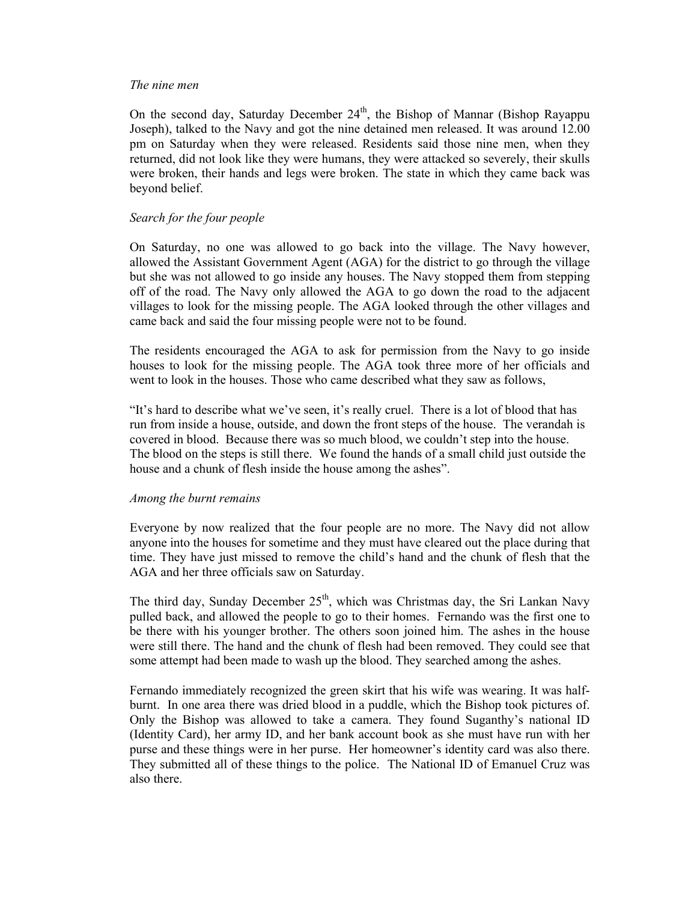*The nine men*

On the second day, Saturday December 24th, the Bishop of Mannar (Bishop Rayappu Joseph), talked to the Navy and got the nine detained men released. It was around 12.00 pm on Saturday when they were released. Residents said those nine men, when they returned, did not look like they were humans, they were attacked so severely, their skulls were broken, their hands and legs were broken. The state in which they came back was beyond belief.

*Search for the four people*

On Saturday, no one was allowed to go back into the village. The Navy however, allowed the Assistant Government Agent (AGA) for the district to go through the village but she was not allowed to go inside any houses. The Navy stopped them from stepping off of the road. The Navy only allowed the AGA to go down the road to the adjacent villages to look for the missing people. The AGA looked through the other villages and came back and said the four missing people were not to be found.

The residents encouraged the AGA to ask for permission from the Navy to go inside houses to look for the missing people. The AGA took three more of her officials and went to look in the houses. Those who came described what they saw as follows,

"It's hard to describe what we've seen, it's really cruel. There is a lot of blood that has run from inside a house, outside, and down the front steps of the house. The verandah is covered in blood. Because there was so much blood, we couldn't step into the house. The blood on the steps is still there. We found the hands of a small child just outside the house and a chunk of flesh inside the house among the ashes".

*Among the burnt remains*

Everyone by now realized that the four people are no more. The Navy did not allow anyone into the houses for sometime and they must have cleared out the place during that time. They have just missed to remove the child's hand and the chunk of flesh that the AGA and her three officials saw on Saturday.

The third day, Sunday December 25th, which was Christmas day, the Sri Lankan Navy pulled back, and allowed the people to go to their homes. Fernando was the first one to be there with his younger brother. The others soon joined him. The ashes in the house were still there. The hand and the chunk of flesh had been removed. They could see that some attempt had been made to wash up the blood. They searched among the ashes.

Fernando immediately recognized the green skirt that his wife was wearing. It was half-burnt. In one area there was dried blood in a puddle, which the Bishop took pictures of. Only the Bishop was allowed to take a camera. They found Suganthy's national ID (Identity Card), her army ID, and her bank account book as she must have run with her purse and these things were in her purse. Her homeowner's identity card was also there. They submitted all of these things to the police. The National ID of Emanuel Cruz was also there.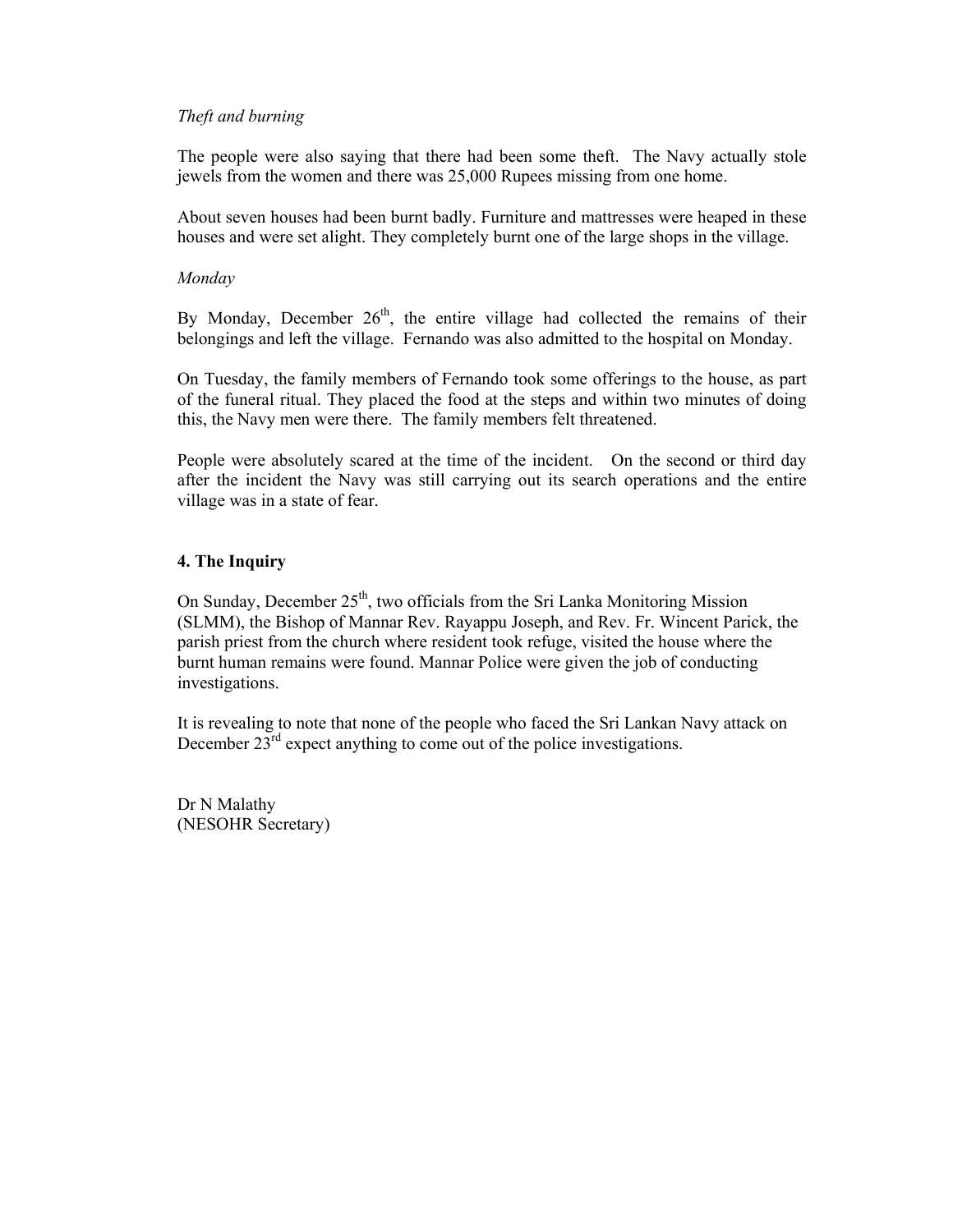*Theft and burning*

The people were also saying that there had been some theft. The Navy actually stole jewels from the women and there was 25,000 Rupees missing from one home.

About seven houses had been burnt badly. Furniture and mattresses were heaped in these houses and were set alight. They completely burnt one of the large shops in the village.

*Monday*

By Monday, December 26th, the entire village had collected the remains of their belongings and left the village. Fernando was also admitted to the hospital on Monday.

On Tuesday, the family members of Fernando took some offerings to the house, as part of the funeral ritual. They placed the food at the steps and within two minutes of doing this, the Navy men were there. The family members felt threatened.

People were absolutely scared at the time of the incident. On the second or third day after the incident the Navy was still carrying out its search operations and the entire village was in a state of fear.

**4. The Inquiry**

On Sunday, December 25th, two officials from the Sri Lanka Monitoring Mission (SLMM), the Bishop of Mannar Rev. Rayappu Joseph, and Rev. Fr. Wincent Parick, the parish priest from the church where resident took refuge, visited the house where the burnt human remains were found. Mannar Police were given the job of conducting investigations.

It is revealing to note that none of the people who faced the Sri Lankan Navy attack on December 23rd expect anything to come out of the police investigations.

Dr N Malathy
(NESOHR Secretary)